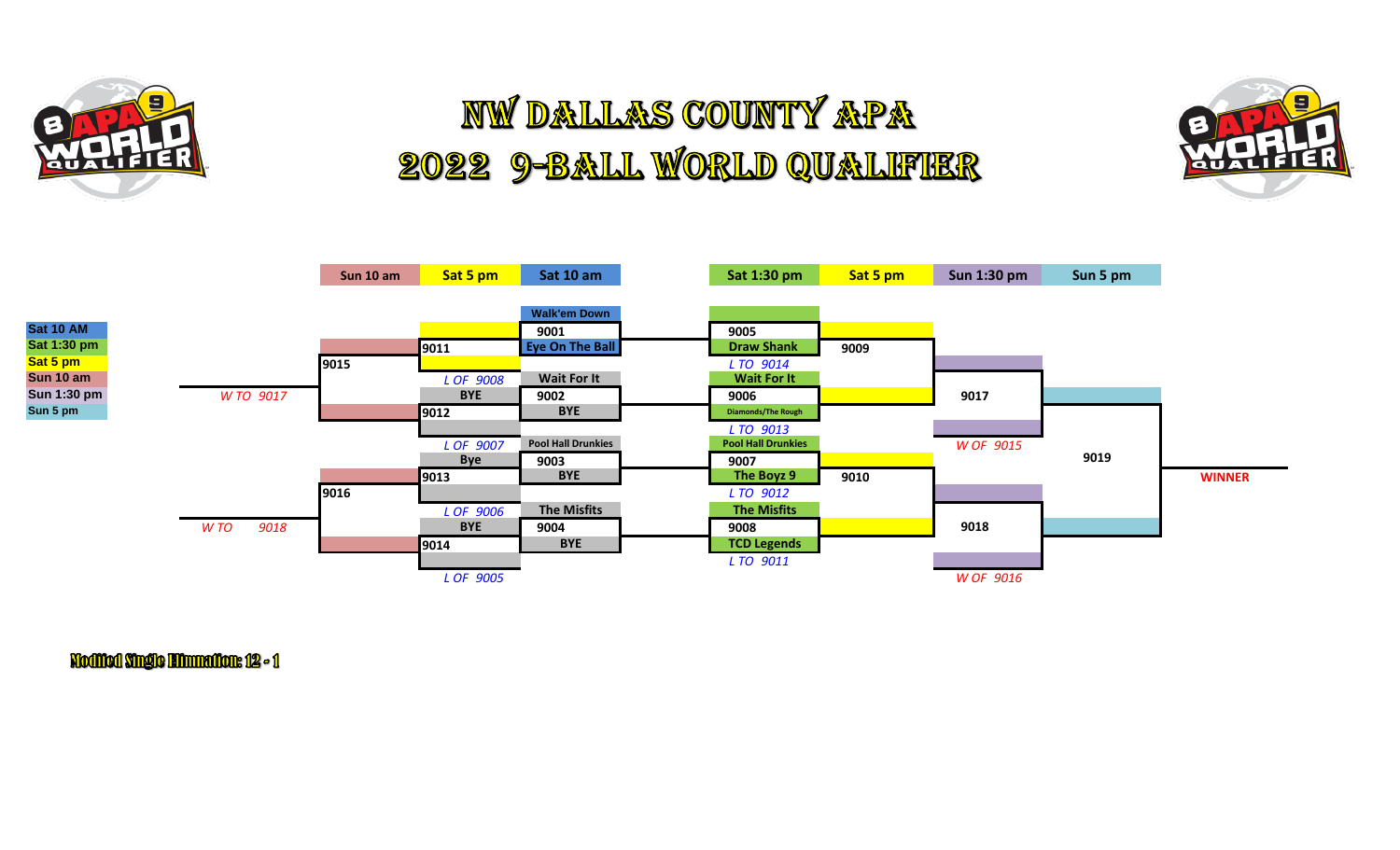# NW DALLAS COUNTY APA
# 2022 9-BALL WORLD QUALIFIER

**Schedule legend:**

- Sat 10 AM
- Sat 1:30 pm
- Sat 5 pm
- Sun 10 am
- Sun 1:30 pm
- Sun 5 pm

| Sun 10 am | Sat 5 pm | Sat 10 am | Sat 1:30 pm | Sat 5 pm | Sun 1:30 pm | Sun 5 pm |
|---|---|---|---|---|---|---|

**Sat 10 am matches:**

- 9001: Walk'em Down vs Eye On The Ball
- 9002: Wait For It vs BYE
- 9003: Pool Hall Drunkies vs BYE
- 9004: The Misfits vs BYE

**Sat 1:30 pm matches:**

- 9005: Draw Shank vs Wait For It — *L TO 9014*
- 9006: Wait For It vs Diamonds/The Rough — *L TO 9013*
- 9007: Pool Hall Drunkies vs The Boyz 9 — *L TO 9012*
- 9008: The Misfits vs TCD Legends — *L TO 9011*

**Sat 5 pm matches:**

- 9009
- 9010
- 9011: *L OF 9008*
- 9012: BYE vs *L OF 9007*
- 9013: Bye vs *L OF 9006*
- 9014: BYE vs *L OF 9005*

**Sun 10 am matches:**

- 9015: *W TO 9017*
- 9016: *W TO 9018*

**Sun 1:30 pm matches:**

- 9017: vs *W OF 9015*
- 9018: vs *W OF 9016*

**Sun 5 pm match:**

- 9019

**WINNER**

**Modified Single Elimination: 12 - 1**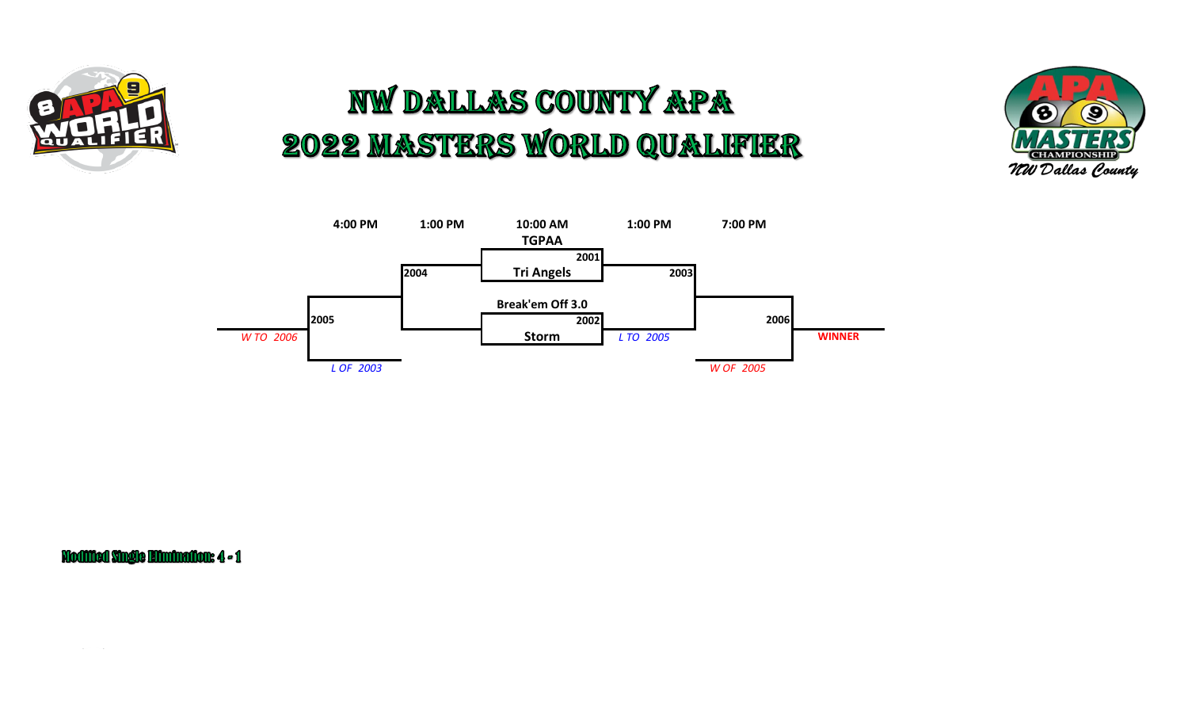# NW DALLAS COUNTY APA
# 2022 MASTERS WORLD QUALIFIER

| 4:00 PM | 1:00 PM | 10:00 AM | 1:00 PM | 7:00 PM |
|---|---|---|---|---|

**TGPAA**
2001
**Tri Angels**

2004

2003

**Break'em Off 3.0**
2002
**Storm**

2005

*W TO 2006*

*L OF 2003*

*L TO 2005*

2006

**WINNER**

*W OF 2005*

**Modified Single Elimination: 4 - 1**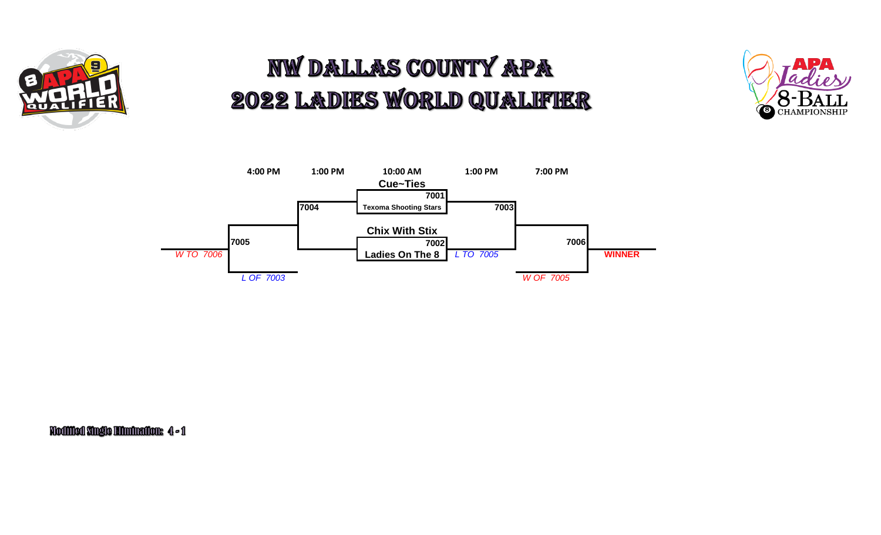# NW DALLAS COUNTY APA
# 2022 LADIES WORLD QUALIFIER

| 4:00 PM | 1:00 PM | 10:00 AM | 1:00 PM | 7:00 PM |
|---|---|---|---|---|

**Cue~Ties**

7001

7004

**Texoma Shooting Stars**

7003

**Chix With Stix**

7005

7002

7006

*W TO 7006*

**Ladies On The 8**

*L TO 7005*

**WINNER**

*L OF 7003*

*W OF 7005*

**Modified Single Elimination: 4 - 1**